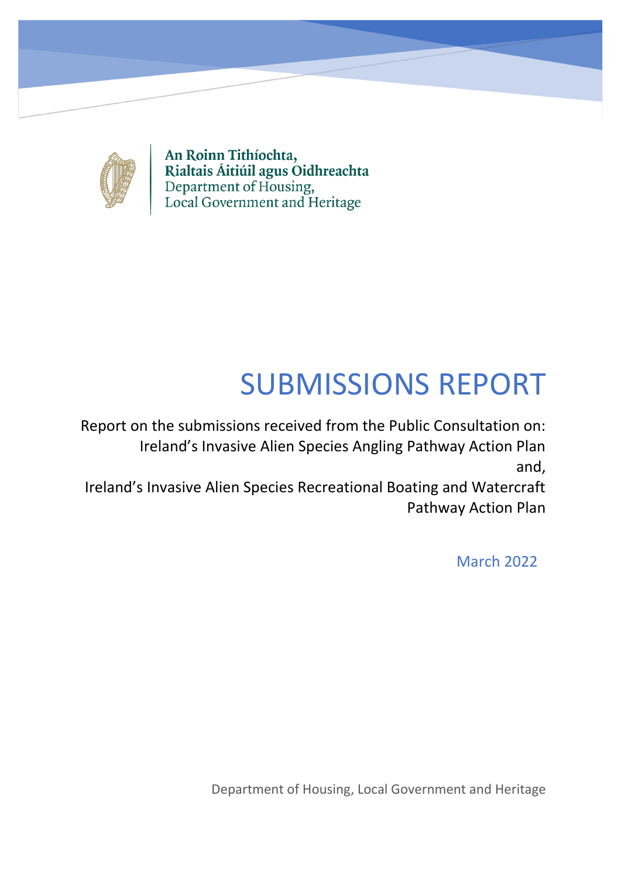An Roinn Tithíochta,
Rialtais Áitiúil agus Oidhreachta
Department of Housing,
Local Government and Heritage

# SUBMISSIONS REPORT

Report on the submissions received from the Public Consultation on:
Ireland's Invasive Alien Species Angling Pathway Action Plan
and,
Ireland's Invasive Alien Species Recreational Boating and Watercraft Pathway Action Plan

March 2022

Department of Housing, Local Government and Heritage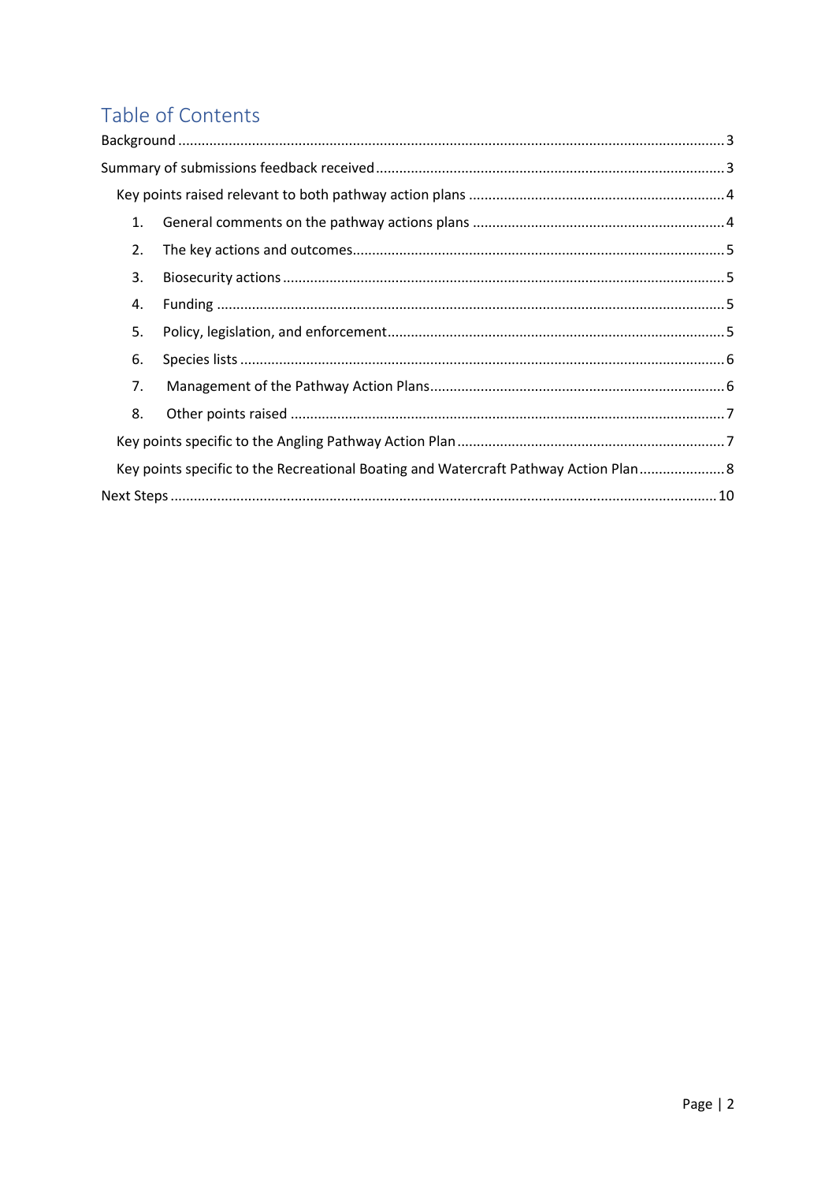# Table of Contents

Background ........................................................................................................................................ 3

Summary of submissions feedback received ........................................................................................ 3

Key points raised relevant to both pathway action plans .................................................................. 4

1. General comments on the pathway actions plans ................................................................ 4
2. The key actions and outcomes ............................................................................................... 5
3. Biosecurity actions ................................................................................................................ 5
4. Funding .................................................................................................................................. 5
5. Policy, legislation, and enforcement ..................................................................................... 5
6. Species lists ........................................................................................................................... 6
7. Management of the Pathway Action Plans ........................................................................... 6
8. Other points raised ............................................................................................................... 7

Key points specific to the Angling Pathway Action Plan .................................................................... 7

Key points specific to the Recreational Boating and Watercraft Pathway Action Plan ...................... 8

Next Steps .......................................................................................................................................... 10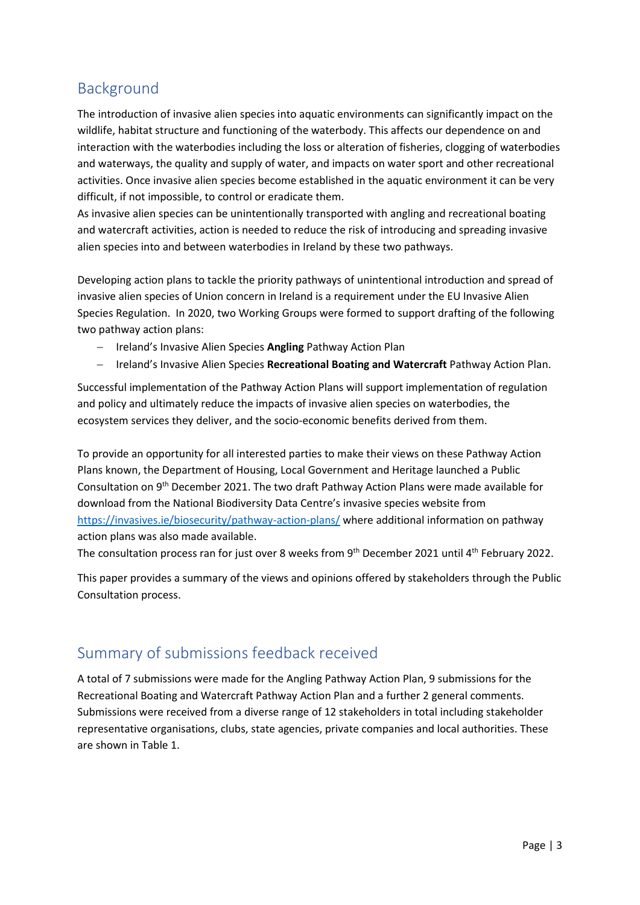## Background

The introduction of invasive alien species into aquatic environments can significantly impact on the wildlife, habitat structure and functioning of the waterbody. This affects our dependence on and interaction with the waterbodies including the loss or alteration of fisheries, clogging of waterbodies and waterways, the quality and supply of water, and impacts on water sport and other recreational activities. Once invasive alien species become established in the aquatic environment it can be very difficult, if not impossible, to control or eradicate them.

As invasive alien species can be unintentionally transported with angling and recreational boating and watercraft activities, action is needed to reduce the risk of introducing and spreading invasive alien species into and between waterbodies in Ireland by these two pathways.

Developing action plans to tackle the priority pathways of unintentional introduction and spread of invasive alien species of Union concern in Ireland is a requirement under the EU Invasive Alien Species Regulation. In 2020, two Working Groups were formed to support drafting of the following two pathway action plans:

- Ireland's Invasive Alien Species **Angling** Pathway Action Plan
- Ireland's Invasive Alien Species **Recreational Boating and Watercraft** Pathway Action Plan.

Successful implementation of the Pathway Action Plans will support implementation of regulation and policy and ultimately reduce the impacts of invasive alien species on waterbodies, the ecosystem services they deliver, and the socio-economic benefits derived from them.

To provide an opportunity for all interested parties to make their views on these Pathway Action Plans known, the Department of Housing, Local Government and Heritage launched a Public Consultation on 9th December 2021. The two draft Pathway Action Plans were made available for download from the National Biodiversity Data Centre's invasive species website from https://invasives.ie/biosecurity/pathway-action-plans/ where additional information on pathway action plans was also made available.

The consultation process ran for just over 8 weeks from 9th December 2021 until 4th February 2022.

This paper provides a summary of the views and opinions offered by stakeholders through the Public Consultation process.

## Summary of submissions feedback received

A total of 7 submissions were made for the Angling Pathway Action Plan, 9 submissions for the Recreational Boating and Watercraft Pathway Action Plan and a further 2 general comments. Submissions were received from a diverse range of 12 stakeholders in total including stakeholder representative organisations, clubs, state agencies, private companies and local authorities. These are shown in Table 1.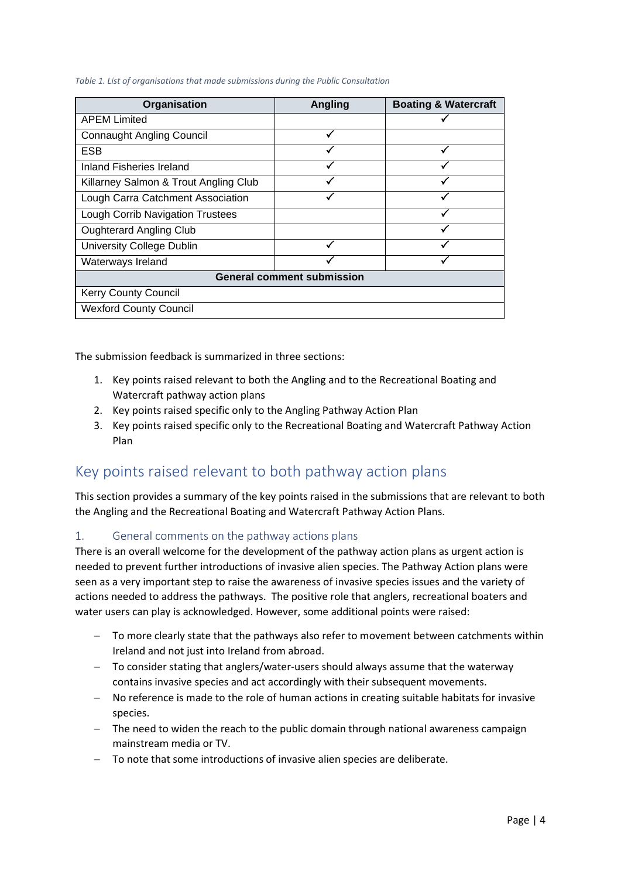*Table 1. List of organisations that made submissions during the Public Consultation*

| Organisation | Angling | Boating & Watercraft |
|---|---|---|
| APEM Limited | | ✓ |
| Connaught Angling Council | ✓ | |
| ESB | ✓ | ✓ |
| Inland Fisheries Ireland | ✓ | ✓ |
| Killarney Salmon & Trout Angling Club | ✓ | ✓ |
| Lough Carra Catchment Association | ✓ | ✓ |
| Lough Corrib Navigation Trustees | | ✓ |
| Oughterard Angling Club | | ✓ |
| University College Dublin | ✓ | ✓ |
| Waterways Ireland | ✓ | ✓ |
| **General comment submission** | | |
| Kerry County Council | | |
| Wexford County Council | | |

The submission feedback is summarized in three sections:

1. Key points raised relevant to both the Angling and to the Recreational Boating and Watercraft pathway action plans
2. Key points raised specific only to the Angling Pathway Action Plan
3. Key points raised specific only to the Recreational Boating and Watercraft Pathway Action Plan

## Key points raised relevant to both pathway action plans

This section provides a summary of the key points raised in the submissions that are relevant to both the Angling and the Recreational Boating and Watercraft Pathway Action Plans.

### 1. General comments on the pathway actions plans

There is an overall welcome for the development of the pathway action plans as urgent action is needed to prevent further introductions of invasive alien species. The Pathway Action plans were seen as a very important step to raise the awareness of invasive species issues and the variety of actions needed to address the pathways. The positive role that anglers, recreational boaters and water users can play is acknowledged. However, some additional points were raised:

- To more clearly state that the pathways also refer to movement between catchments within Ireland and not just into Ireland from abroad.
- To consider stating that anglers/water-users should always assume that the waterway contains invasive species and act accordingly with their subsequent movements.
- No reference is made to the role of human actions in creating suitable habitats for invasive species.
- The need to widen the reach to the public domain through national awareness campaign mainstream media or TV.
- To note that some introductions of invasive alien species are deliberate.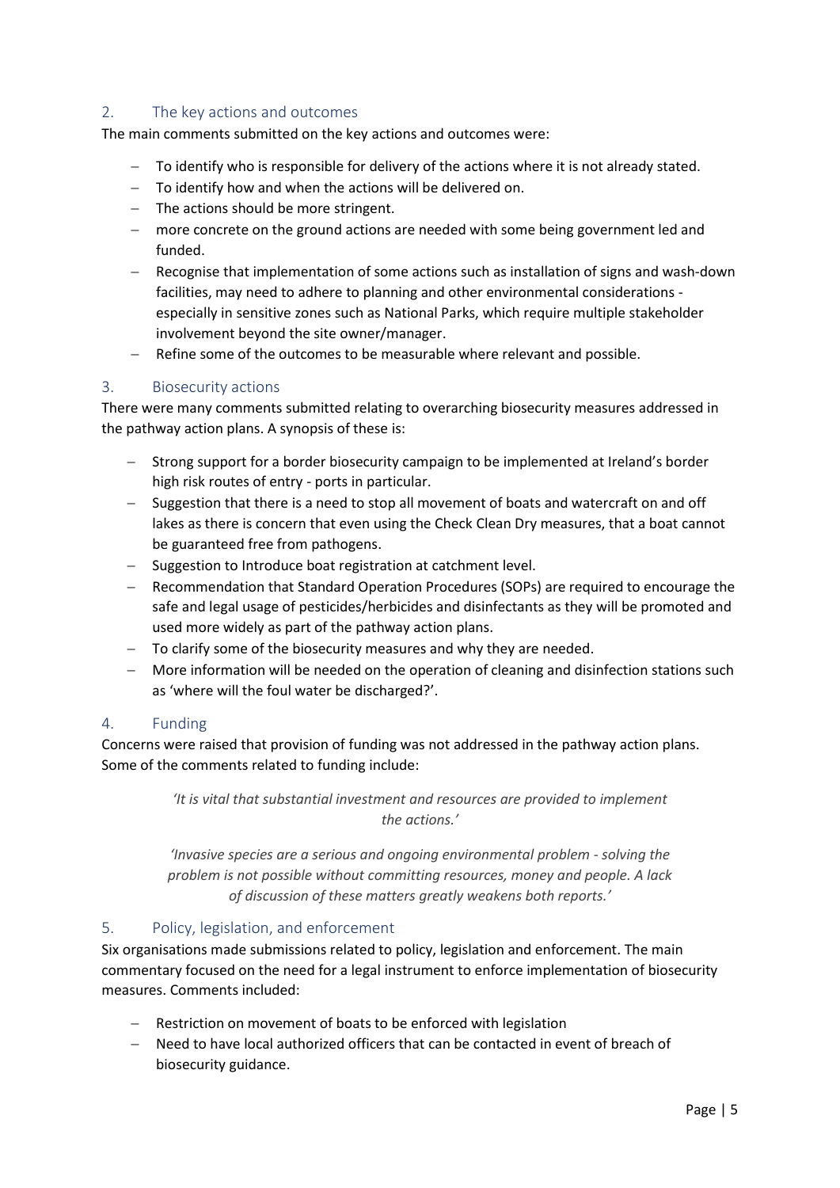## 2. The key actions and outcomes

The main comments submitted on the key actions and outcomes were:

- To identify who is responsible for delivery of the actions where it is not already stated.
- To identify how and when the actions will be delivered on.
- The actions should be more stringent.
- more concrete on the ground actions are needed with some being government led and funded.
- Recognise that implementation of some actions such as installation of signs and wash-down facilities, may need to adhere to planning and other environmental considerations - especially in sensitive zones such as National Parks, which require multiple stakeholder involvement beyond the site owner/manager.
- Refine some of the outcomes to be measurable where relevant and possible.

## 3. Biosecurity actions

There were many comments submitted relating to overarching biosecurity measures addressed in the pathway action plans. A synopsis of these is:

- Strong support for a border biosecurity campaign to be implemented at Ireland's border high risk routes of entry - ports in particular.
- Suggestion that there is a need to stop all movement of boats and watercraft on and off lakes as there is concern that even using the Check Clean Dry measures, that a boat cannot be guaranteed free from pathogens.
- Suggestion to Introduce boat registration at catchment level.
- Recommendation that Standard Operation Procedures (SOPs) are required to encourage the safe and legal usage of pesticides/herbicides and disinfectants as they will be promoted and used more widely as part of the pathway action plans.
- To clarify some of the biosecurity measures and why they are needed.
- More information will be needed on the operation of cleaning and disinfection stations such as 'where will the foul water be discharged?'.

## 4. Funding

Concerns were raised that provision of funding was not addressed in the pathway action plans. Some of the comments related to funding include:

> *'It is vital that substantial investment and resources are provided to implement the actions.'*

> *'Invasive species are a serious and ongoing environmental problem - solving the problem is not possible without committing resources, money and people. A lack of discussion of these matters greatly weakens both reports.'*

## 5. Policy, legislation, and enforcement

Six organisations made submissions related to policy, legislation and enforcement. The main commentary focused on the need for a legal instrument to enforce implementation of biosecurity measures. Comments included:

- Restriction on movement of boats to be enforced with legislation
- Need to have local authorized officers that can be contacted in event of breach of biosecurity guidance.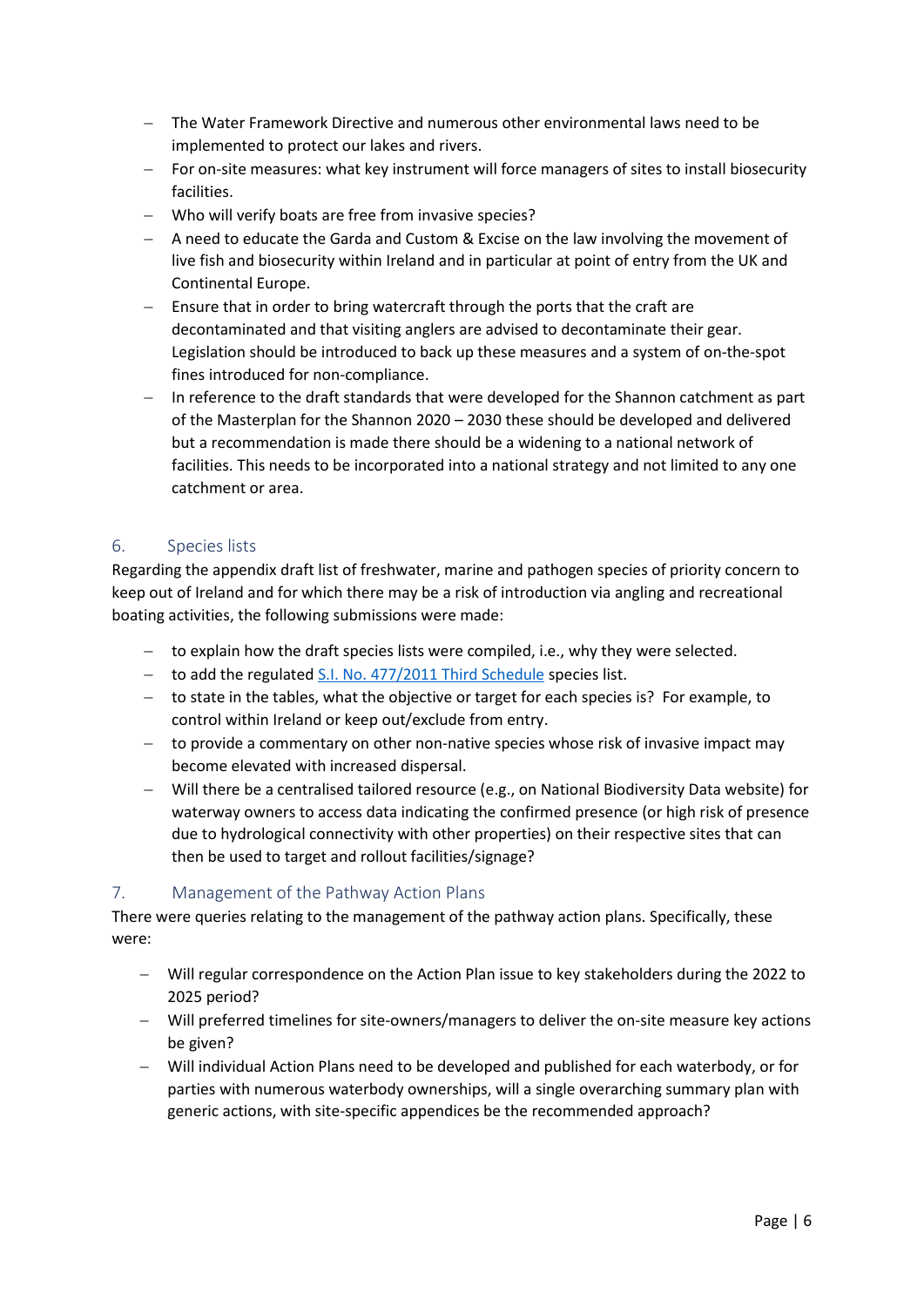- The Water Framework Directive and numerous other environmental laws need to be implemented to protect our lakes and rivers.
- For on-site measures: what key instrument will force managers of sites to install biosecurity facilities.
- Who will verify boats are free from invasive species?
- A need to educate the Garda and Custom & Excise on the law involving the movement of live fish and biosecurity within Ireland and in particular at point of entry from the UK and Continental Europe.
- Ensure that in order to bring watercraft through the ports that the craft are decontaminated and that visiting anglers are advised to decontaminate their gear. Legislation should be introduced to back up these measures and a system of on-the-spot fines introduced for non-compliance.
- In reference to the draft standards that were developed for the Shannon catchment as part of the Masterplan for the Shannon 2020 – 2030 these should be developed and delivered but a recommendation is made there should be a widening to a national network of facilities. This needs to be incorporated into a national strategy and not limited to any one catchment or area.

## 6. Species lists

Regarding the appendix draft list of freshwater, marine and pathogen species of priority concern to keep out of Ireland and for which there may be a risk of introduction via angling and recreational boating activities, the following submissions were made:

- to explain how the draft species lists were compiled, i.e., why they were selected.
- to add the regulated S.I. No. 477/2011 Third Schedule species list.
- to state in the tables, what the objective or target for each species is? For example, to control within Ireland or keep out/exclude from entry.
- to provide a commentary on other non-native species whose risk of invasive impact may become elevated with increased dispersal.
- Will there be a centralised tailored resource (e.g., on National Biodiversity Data website) for waterway owners to access data indicating the confirmed presence (or high risk of presence due to hydrological connectivity with other properties) on their respective sites that can then be used to target and rollout facilities/signage?

## 7. Management of the Pathway Action Plans

There were queries relating to the management of the pathway action plans. Specifically, these were:

- Will regular correspondence on the Action Plan issue to key stakeholders during the 2022 to 2025 period?
- Will preferred timelines for site-owners/managers to deliver the on-site measure key actions be given?
- Will individual Action Plans need to be developed and published for each waterbody, or for parties with numerous waterbody ownerships, will a single overarching summary plan with generic actions, with site-specific appendices be the recommended approach?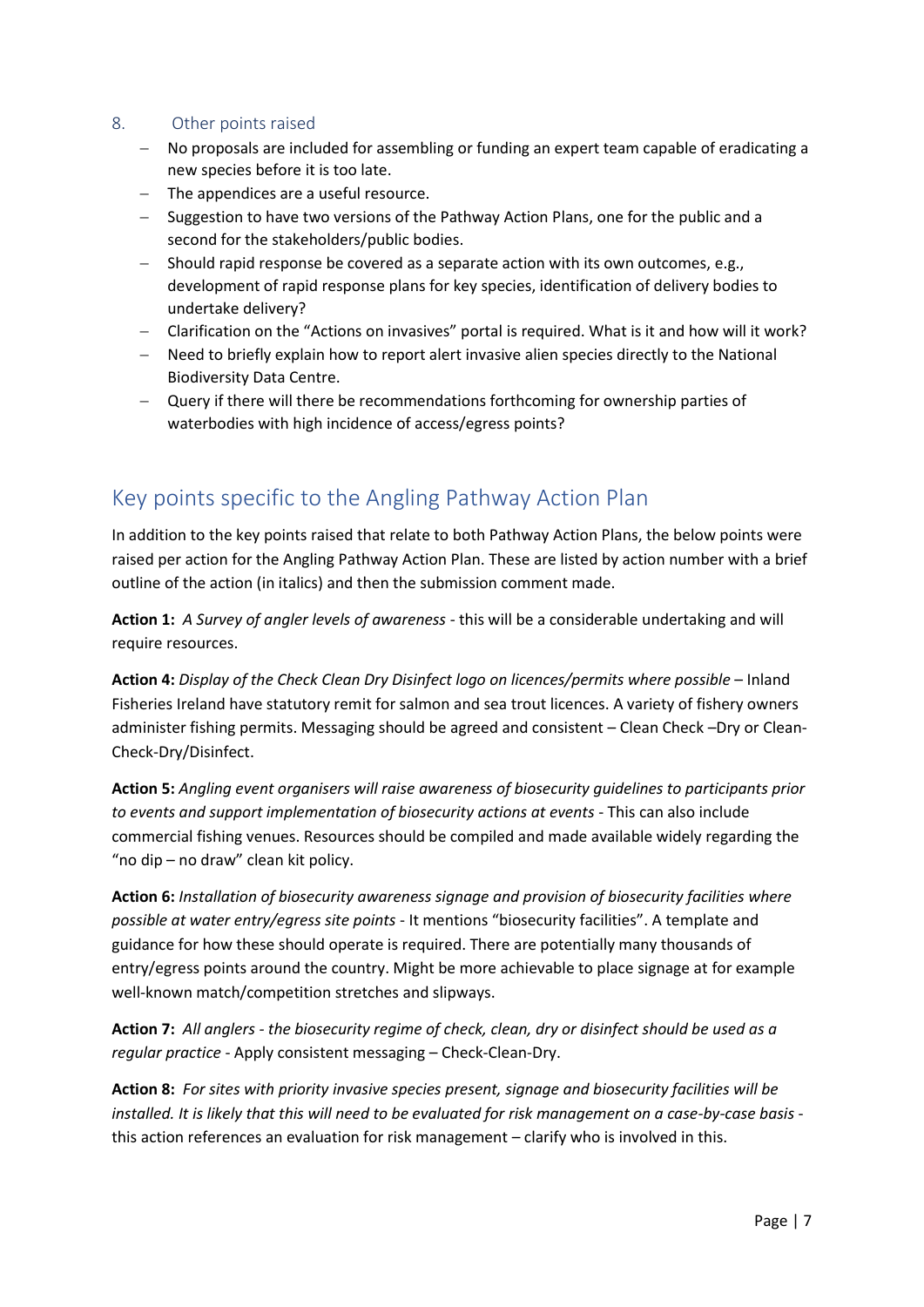## 8. Other points raised

- No proposals are included for assembling or funding an expert team capable of eradicating a new species before it is too late.
- The appendices are a useful resource.
- Suggestion to have two versions of the Pathway Action Plans, one for the public and a second for the stakeholders/public bodies.
- Should rapid response be covered as a separate action with its own outcomes, e.g., development of rapid response plans for key species, identification of delivery bodies to undertake delivery?
- Clarification on the "Actions on invasives" portal is required. What is it and how will it work?
- Need to briefly explain how to report alert invasive alien species directly to the National Biodiversity Data Centre.
- Query if there will there be recommendations forthcoming for ownership parties of waterbodies with high incidence of access/egress points?

# Key points specific to the Angling Pathway Action Plan

In addition to the key points raised that relate to both Pathway Action Plans, the below points were raised per action for the Angling Pathway Action Plan. These are listed by action number with a brief outline of the action (in italics) and then the submission comment made.

**Action 1:** *A Survey of angler levels of awareness* - this will be a considerable undertaking and will require resources.

**Action 4:** *Display of the Check Clean Dry Disinfect logo on licences/permits where possible* – Inland Fisheries Ireland have statutory remit for salmon and sea trout licences. A variety of fishery owners administer fishing permits. Messaging should be agreed and consistent – Clean Check –Dry or Clean-Check-Dry/Disinfect.

**Action 5:** *Angling event organisers will raise awareness of biosecurity guidelines to participants prior to events and support implementation of biosecurity actions at events* - This can also include commercial fishing venues. Resources should be compiled and made available widely regarding the "no dip – no draw" clean kit policy.

**Action 6:** *Installation of biosecurity awareness signage and provision of biosecurity facilities where possible at water entry/egress site points* - It mentions "biosecurity facilities". A template and guidance for how these should operate is required. There are potentially many thousands of entry/egress points around the country. Might be more achievable to place signage at for example well-known match/competition stretches and slipways.

**Action 7:** *All anglers - the biosecurity regime of check, clean, dry or disinfect should be used as a regular practice* - Apply consistent messaging – Check-Clean-Dry.

**Action 8:** *For sites with priority invasive species present, signage and biosecurity facilities will be installed. It is likely that this will need to be evaluated for risk management on a case-by-case basis* - this action references an evaluation for risk management – clarify who is involved in this.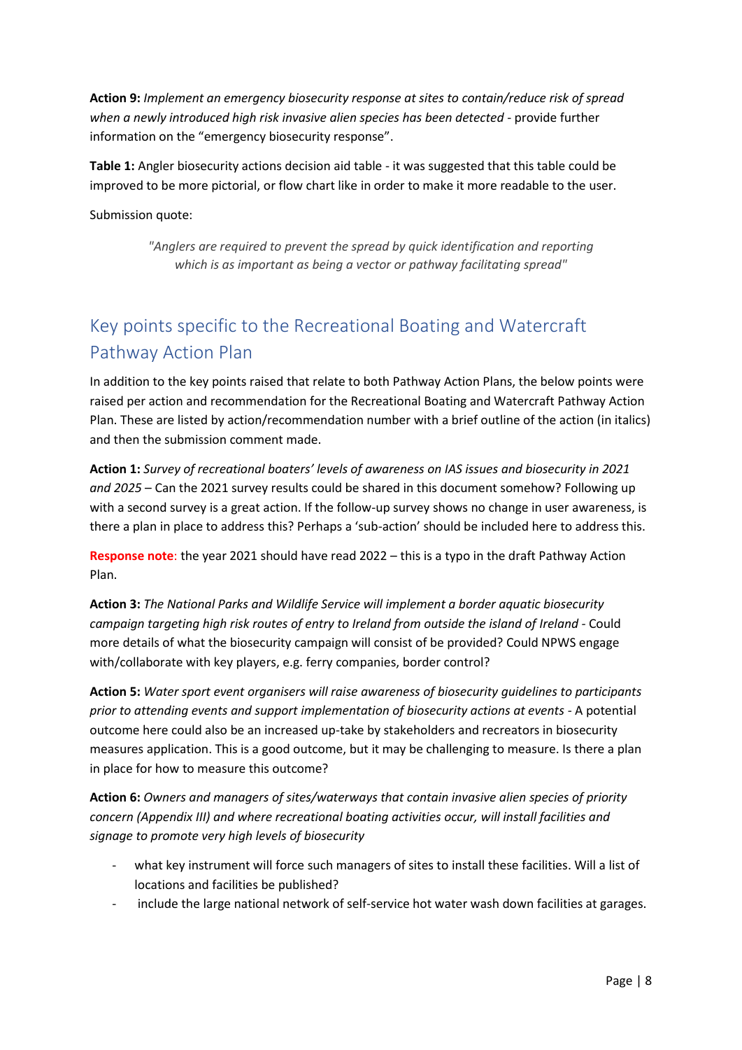**Action 9:** *Implement an emergency biosecurity response at sites to contain/reduce risk of spread when a newly introduced high risk invasive alien species has been detected* - provide further information on the "emergency biosecurity response".

**Table 1:** Angler biosecurity actions decision aid table - it was suggested that this table could be improved to be more pictorial, or flow chart like in order to make it more readable to the user.

Submission quote:

> *"Anglers are required to prevent the spread by quick identification and reporting which is as important as being a vector or pathway facilitating spread"*

## Key points specific to the Recreational Boating and Watercraft Pathway Action Plan

In addition to the key points raised that relate to both Pathway Action Plans, the below points were raised per action and recommendation for the Recreational Boating and Watercraft Pathway Action Plan. These are listed by action/recommendation number with a brief outline of the action (in italics) and then the submission comment made.

**Action 1:** *Survey of recreational boaters' levels of awareness on IAS issues and biosecurity in 2021 and 2025* – Can the 2021 survey results could be shared in this document somehow? Following up with a second survey is a great action. If the follow-up survey shows no change in user awareness, is there a plan in place to address this? Perhaps a 'sub-action' should be included here to address this.

**Response note**: the year 2021 should have read 2022 – this is a typo in the draft Pathway Action Plan.

**Action 3:** *The National Parks and Wildlife Service will implement a border aquatic biosecurity campaign targeting high risk routes of entry to Ireland from outside the island of Ireland* - Could more details of what the biosecurity campaign will consist of be provided? Could NPWS engage with/collaborate with key players, e.g. ferry companies, border control?

**Action 5:** *Water sport event organisers will raise awareness of biosecurity guidelines to participants prior to attending events and support implementation of biosecurity actions at events* - A potential outcome here could also be an increased up-take by stakeholders and recreators in biosecurity measures application. This is a good outcome, but it may be challenging to measure. Is there a plan in place for how to measure this outcome?

**Action 6:** *Owners and managers of sites/waterways that contain invasive alien species of priority concern (Appendix III) and where recreational boating activities occur, will install facilities and signage to promote very high levels of biosecurity*

- what key instrument will force such managers of sites to install these facilities. Will a list of locations and facilities be published?
- include the large national network of self-service hot water wash down facilities at garages.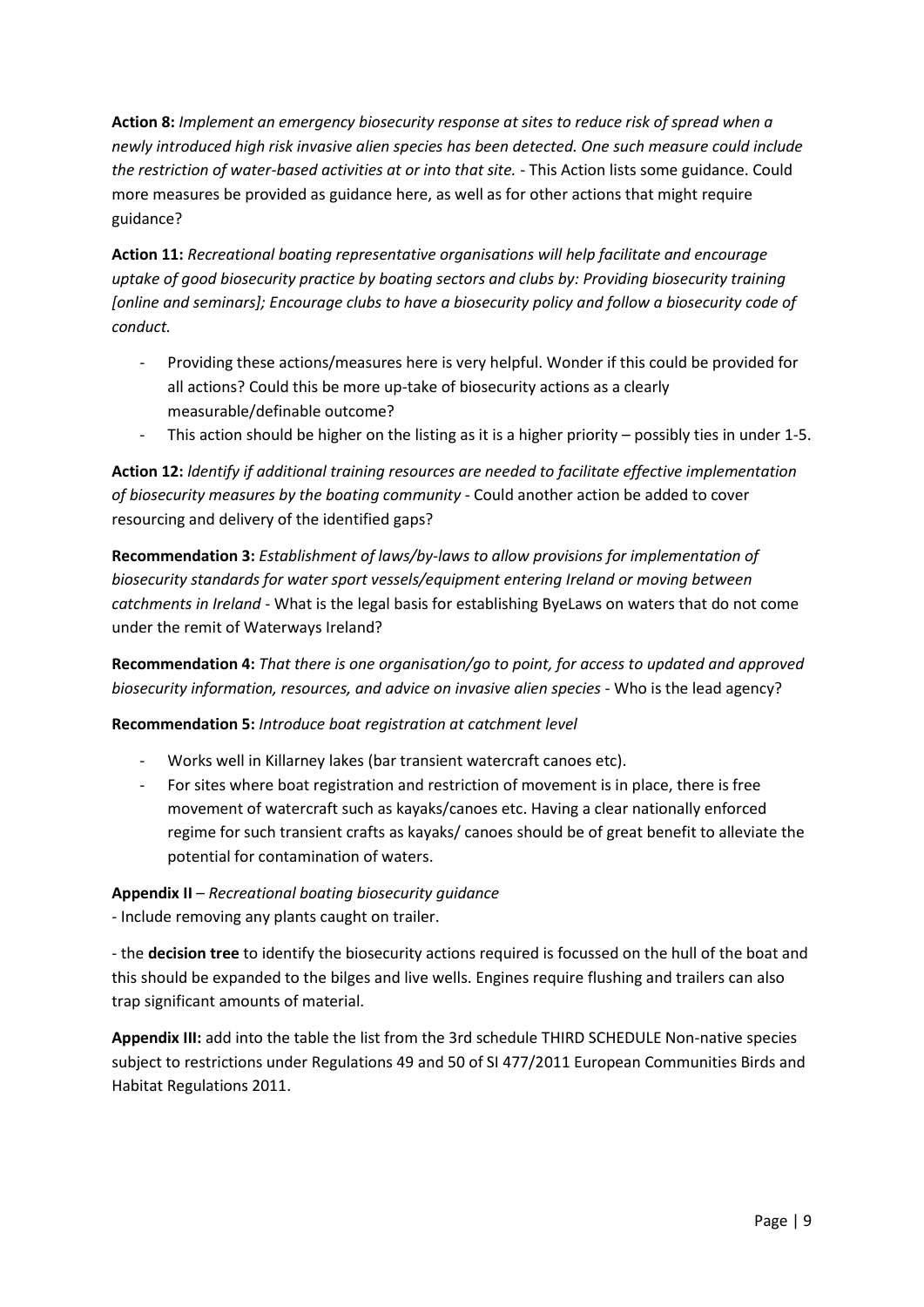**Action 8:** *Implement an emergency biosecurity response at sites to reduce risk of spread when a newly introduced high risk invasive alien species has been detected. One such measure could include the restriction of water-based activities at or into that site.* - This Action lists some guidance. Could more measures be provided as guidance here, as well as for other actions that might require guidance?

**Action 11:** *Recreational boating representative organisations will help facilitate and encourage uptake of good biosecurity practice by boating sectors and clubs by: Providing biosecurity training [online and seminars]; Encourage clubs to have a biosecurity policy and follow a biosecurity code of conduct.*

- Providing these actions/measures here is very helpful. Wonder if this could be provided for all actions? Could this be more up-take of biosecurity actions as a clearly measurable/definable outcome?
- This action should be higher on the listing as it is a higher priority – possibly ties in under 1-5.

**Action 12:** *ldentify if additional training resources are needed to facilitate effective implementation of biosecurity measures by the boating community* - Could another action be added to cover resourcing and delivery of the identified gaps?

**Recommendation 3:** *Establishment of laws/by-laws to allow provisions for implementation of biosecurity standards for water sport vessels/equipment entering Ireland or moving between catchments in Ireland* - What is the legal basis for establishing ByeLaws on waters that do not come under the remit of Waterways Ireland?

**Recommendation 4:** *That there is one organisation/go to point, for access to updated and approved biosecurity information, resources, and advice on invasive alien species* - Who is the lead agency?

**Recommendation 5:** *Introduce boat registration at catchment level*

- Works well in Killarney lakes (bar transient watercraft canoes etc).
- For sites where boat registration and restriction of movement is in place, there is free movement of watercraft such as kayaks/canoes etc. Having a clear nationally enforced regime for such transient crafts as kayaks/ canoes should be of great benefit to alleviate the potential for contamination of waters.

**Appendix II** – *Recreational boating biosecurity guidance*

- Include removing any plants caught on trailer.

- the **decision tree** to identify the biosecurity actions required is focussed on the hull of the boat and this should be expanded to the bilges and live wells. Engines require flushing and trailers can also trap significant amounts of material.

**Appendix III:** add into the table the list from the 3rd schedule THIRD SCHEDULE Non-native species subject to restrictions under Regulations 49 and 50 of SI 477/2011 European Communities Birds and Habitat Regulations 2011.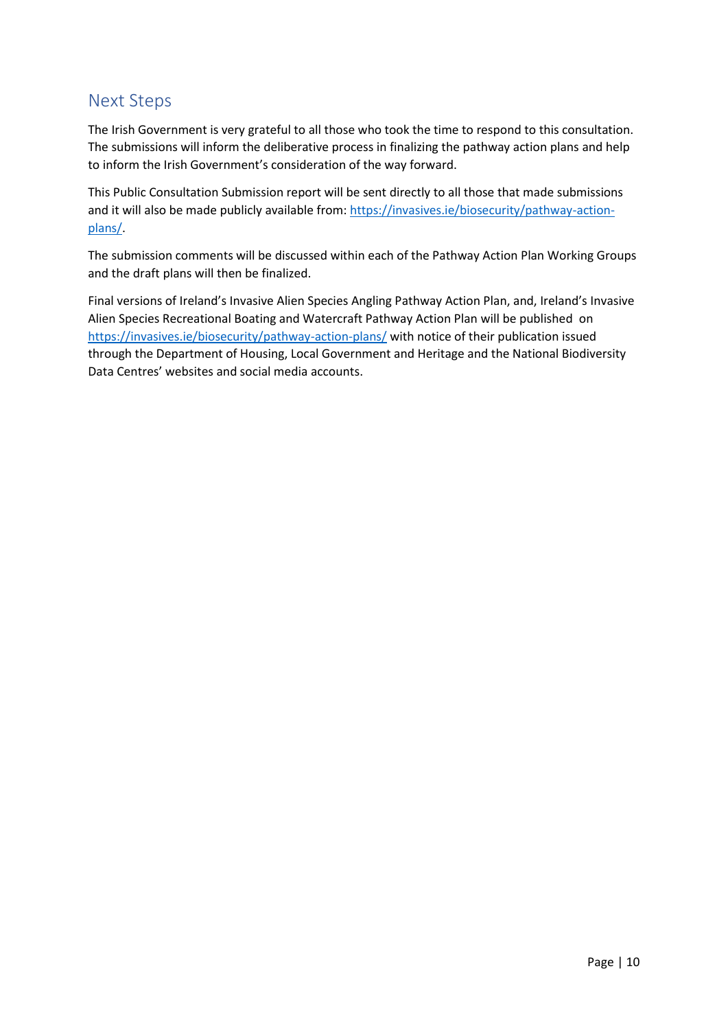## Next Steps

The Irish Government is very grateful to all those who took the time to respond to this consultation. The submissions will inform the deliberative process in finalizing the pathway action plans and help to inform the Irish Government's consideration of the way forward.

This Public Consultation Submission report will be sent directly to all those that made submissions and it will also be made publicly available from: https://invasives.ie/biosecurity/pathway-action-plans/.

The submission comments will be discussed within each of the Pathway Action Plan Working Groups and the draft plans will then be finalized.

Final versions of Ireland's Invasive Alien Species Angling Pathway Action Plan, and, Ireland's Invasive Alien Species Recreational Boating and Watercraft Pathway Action Plan will be published on https://invasives.ie/biosecurity/pathway-action-plans/ with notice of their publication issued through the Department of Housing, Local Government and Heritage and the National Biodiversity Data Centres' websites and social media accounts.